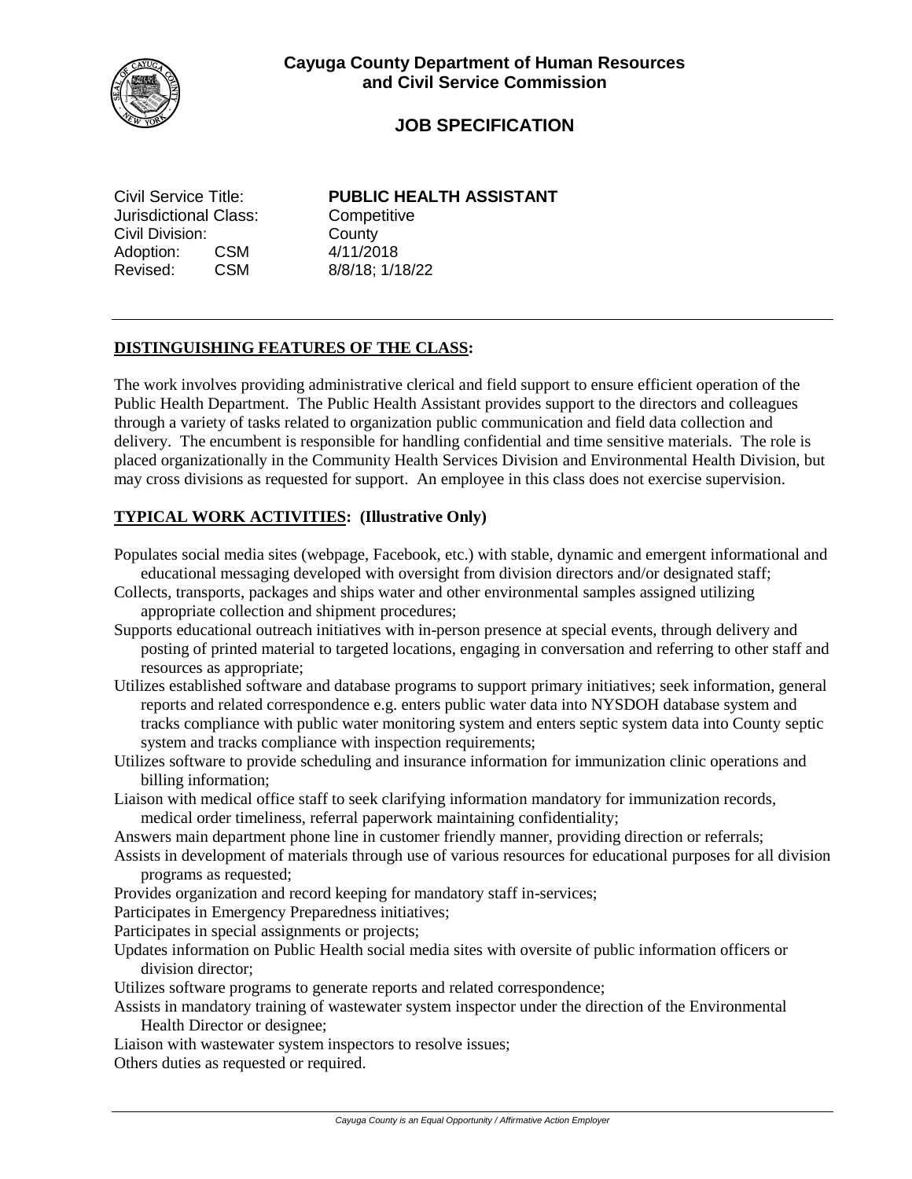**Cayuga County Department of Human Resources and Civil Service Commission**

# JOB SPECIFICATION

| | | |
|---|---|---|
| Civil Service Title: | | **PUBLIC HEALTH ASSISTANT** |
| Jurisdictional Class: | | Competitive |
| Civil Division: | | County |
| Adoption: | CSM | 4/11/2018 |
| Revised: | CSM | 8/8/18; 1/18/22 |

## DISTINGUISHING FEATURES OF THE CLASS:

The work involves providing administrative clerical and field support to ensure efficient operation of the Public Health Department. The Public Health Assistant provides support to the directors and colleagues through a variety of tasks related to organization public communication and field data collection and delivery. The encumbent is responsible for handling confidential and time sensitive materials. The role is placed organizationally in the Community Health Services Division and Environmental Health Division, but may cross divisions as requested for support. An employee in this class does not exercise supervision.

## TYPICAL WORK ACTIVITIES: (Illustrative Only)

Populates social media sites (webpage, Facebook, etc.) with stable, dynamic and emergent informational and educational messaging developed with oversight from division directors and/or designated staff;

Collects, transports, packages and ships water and other environmental samples assigned utilizing appropriate collection and shipment procedures;

Supports educational outreach initiatives with in-person presence at special events, through delivery and posting of printed material to targeted locations, engaging in conversation and referring to other staff and resources as appropriate;

Utilizes established software and database programs to support primary initiatives; seek information, general reports and related correspondence e.g. enters public water data into NYSDOH database system and tracks compliance with public water monitoring system and enters septic system data into County septic system and tracks compliance with inspection requirements;

Utilizes software to provide scheduling and insurance information for immunization clinic operations and billing information;

Liaison with medical office staff to seek clarifying information mandatory for immunization records, medical order timeliness, referral paperwork maintaining confidentiality;

Answers main department phone line in customer friendly manner, providing direction or referrals;

Assists in development of materials through use of various resources for educational purposes for all division programs as requested;

Provides organization and record keeping for mandatory staff in-services;

Participates in Emergency Preparedness initiatives;

Participates in special assignments or projects;

Updates information on Public Health social media sites with oversite of public information officers or division director;

Utilizes software programs to generate reports and related correspondence;

Assists in mandatory training of wastewater system inspector under the direction of the Environmental Health Director or designee;

Liaison with wastewater system inspectors to resolve issues;

Others duties as requested or required.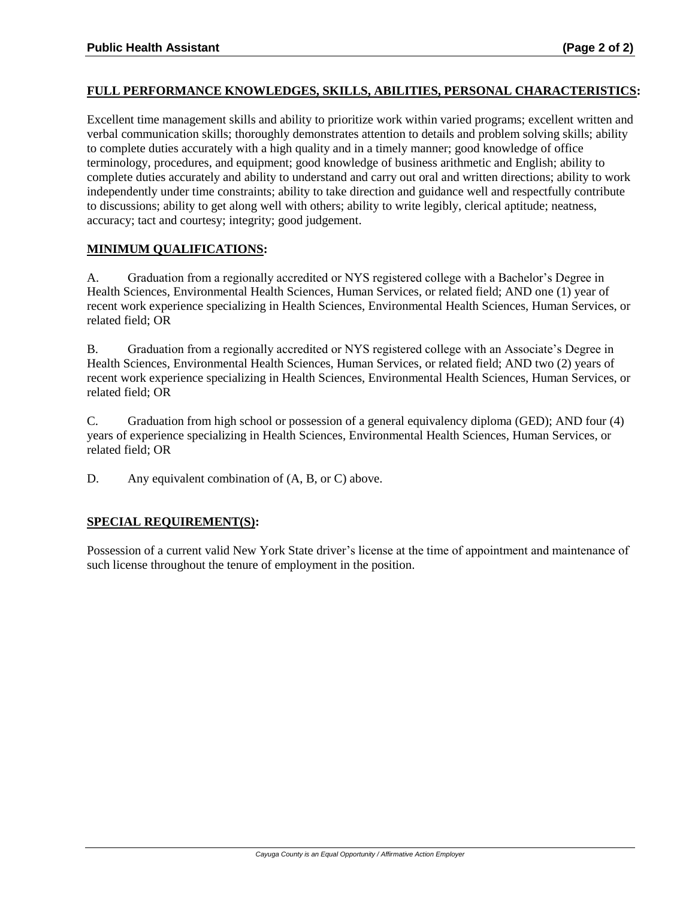**FULL PERFORMANCE KNOWLEDGES, SKILLS, ABILITIES, PERSONAL CHARACTERISTICS:**

Excellent time management skills and ability to prioritize work within varied programs; excellent written and verbal communication skills; thoroughly demonstrates attention to details and problem solving skills; ability to complete duties accurately with a high quality and in a timely manner; good knowledge of office terminology, procedures, and equipment; good knowledge of business arithmetic and English; ability to complete duties accurately and ability to understand and carry out oral and written directions; ability to work independently under time constraints; ability to take direction and guidance well and respectfully contribute to discussions; ability to get along well with others; ability to write legibly, clerical aptitude; neatness, accuracy; tact and courtesy; integrity; good judgement.

**MINIMUM QUALIFICATIONS:**

A. Graduation from a regionally accredited or NYS registered college with a Bachelor's Degree in Health Sciences, Environmental Health Sciences, Human Services, or related field; AND one (1) year of recent work experience specializing in Health Sciences, Environmental Health Sciences, Human Services, or related field; OR

B. Graduation from a regionally accredited or NYS registered college with an Associate's Degree in Health Sciences, Environmental Health Sciences, Human Services, or related field; AND two (2) years of recent work experience specializing in Health Sciences, Environmental Health Sciences, Human Services, or related field; OR

C. Graduation from high school or possession of a general equivalency diploma (GED); AND four (4) years of experience specializing in Health Sciences, Environmental Health Sciences, Human Services, or related field; OR

D. Any equivalent combination of (A, B, or C) above.

**SPECIAL REQUIREMENT(S):**

Possession of a current valid New York State driver's license at the time of appointment and maintenance of such license throughout the tenure of employment in the position.